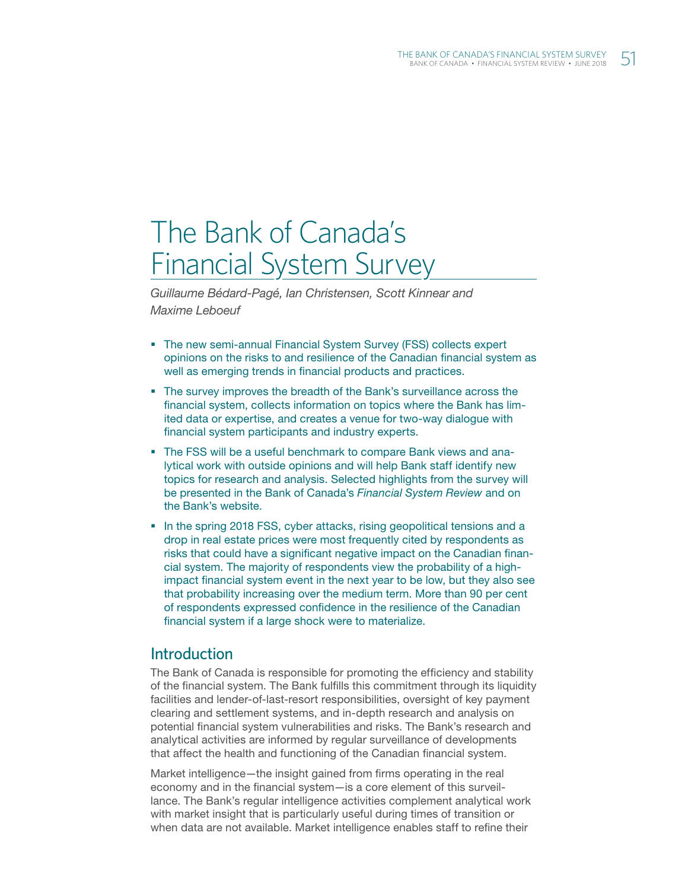# The Bank of Canada's Financial System Survey

*Guillaume Bédard-Pagé, Ian Christensen, Scott Kinnear and Maxime Leboeuf*

- The new semi-annual Financial System Survey (FSS) collects expert opinions on the risks to and resilience of the Canadian financial system as well as emerging trends in financial products and practices.
- The survey improves the breadth of the Bank's surveillance across the financial system, collects information on topics where the Bank has limited data or expertise, and creates a venue for two-way dialogue with financial system participants and industry experts.
- The FSS will be a useful benchmark to compare Bank views and analytical work with outside opinions and will help Bank staff identify new topics for research and analysis. Selected highlights from the survey will be presented in the Bank of Canada's *Financial System Review* and on the Bank's website.
- In the spring 2018 FSS, cyber attacks, rising geopolitical tensions and a drop in real estate prices were most frequently cited by respondents as risks that could have a significant negative impact on the Canadian financial system. The majority of respondents view the probability of a high-impact financial system event in the next year to be low, but they also see that probability increasing over the medium term. More than 90 per cent of respondents expressed confidence in the resilience of the Canadian financial system if a large shock were to materialize.

## Introduction

The Bank of Canada is responsible for promoting the efficiency and stability of the financial system. The Bank fulfills this commitment through its liquidity facilities and lender-of-last-resort responsibilities, oversight of key payment clearing and settlement systems, and in-depth research and analysis on potential financial system vulnerabilities and risks. The Bank's research and analytical activities are informed by regular surveillance of developments that affect the health and functioning of the Canadian financial system.

Market intelligence—the insight gained from firms operating in the real economy and in the financial system—is a core element of this surveillance. The Bank's regular intelligence activities complement analytical work with market insight that is particularly useful during times of transition or when data are not available. Market intelligence enables staff to refine their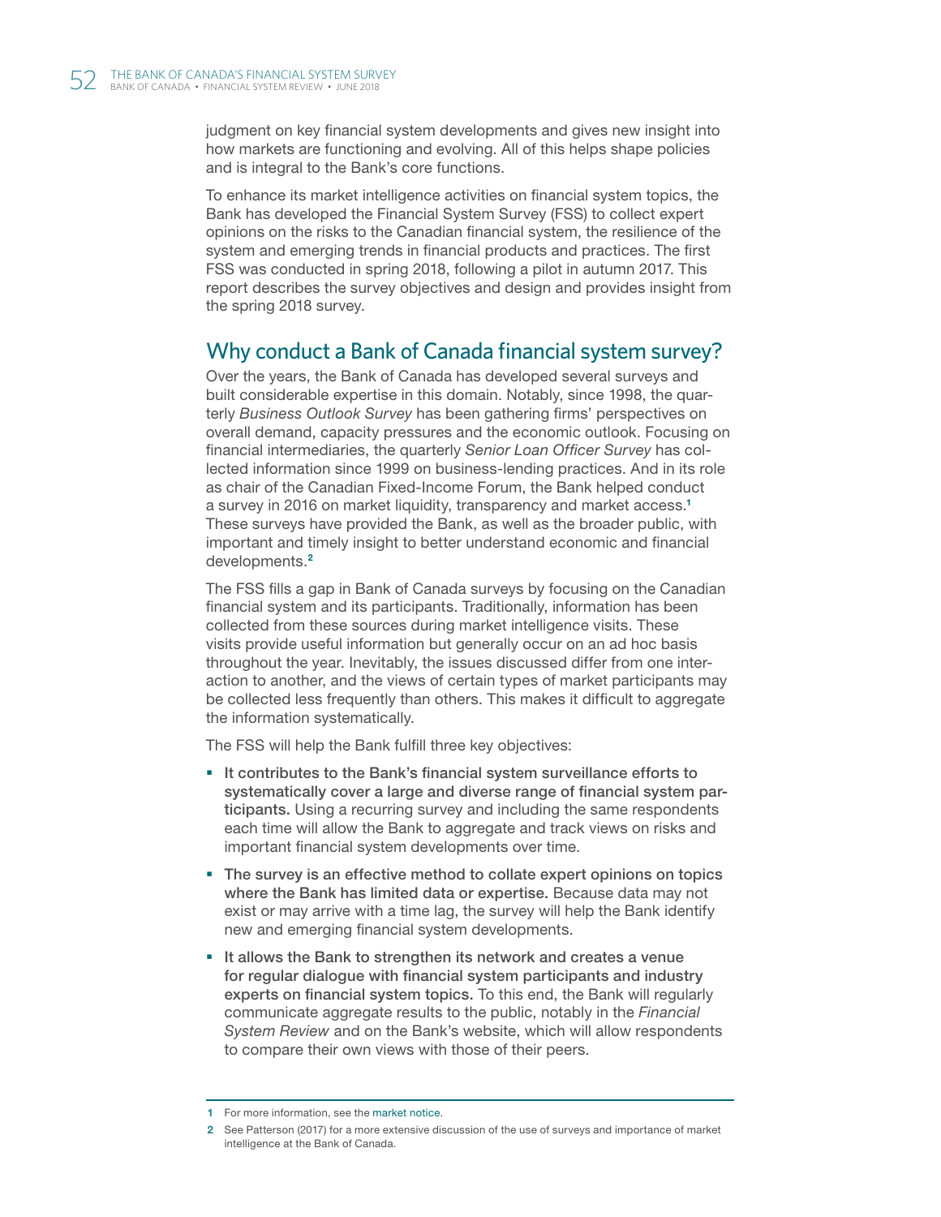judgment on key financial system developments and gives new insight into how markets are functioning and evolving. All of this helps shape policies and is integral to the Bank's core functions.

To enhance its market intelligence activities on financial system topics, the Bank has developed the Financial System Survey (FSS) to collect expert opinions on the risks to the Canadian financial system, the resilience of the system and emerging trends in financial products and practices. The first FSS was conducted in spring 2018, following a pilot in autumn 2017. This report describes the survey objectives and design and provides insight from the spring 2018 survey.

## Why conduct a Bank of Canada financial system survey?

Over the years, the Bank of Canada has developed several surveys and built considerable expertise in this domain. Notably, since 1998, the quarterly *Business Outlook Survey* has been gathering firms' perspectives on overall demand, capacity pressures and the economic outlook. Focusing on financial intermediaries, the quarterly *Senior Loan Officer Survey* has collected information since 1999 on business-lending practices. And in its role as chair of the Canadian Fixed-Income Forum, the Bank helped conduct a survey in 2016 on market liquidity, transparency and market access.[1] These surveys have provided the Bank, as well as the broader public, with important and timely insight to better understand economic and financial developments.[2]

The FSS fills a gap in Bank of Canada surveys by focusing on the Canadian financial system and its participants. Traditionally, information has been collected from these sources during market intelligence visits. These visits provide useful information but generally occur on an ad hoc basis throughout the year. Inevitably, the issues discussed differ from one interaction to another, and the views of certain types of market participants may be collected less frequently than others. This makes it difficult to aggregate the information systematically.

The FSS will help the Bank fulfill three key objectives:

- **It contributes to the Bank's financial system surveillance efforts to systematically cover a large and diverse range of financial system participants.** Using a recurring survey and including the same respondents each time will allow the Bank to aggregate and track views on risks and important financial system developments over time.
- **The survey is an effective method to collate expert opinions on topics where the Bank has limited data or expertise.** Because data may not exist or may arrive with a time lag, the survey will help the Bank identify new and emerging financial system developments.
- **It allows the Bank to strengthen its network and creates a venue for regular dialogue with financial system participants and industry experts on financial system topics.** To this end, the Bank will regularly communicate aggregate results to the public, notably in the *Financial System Review* and on the Bank's website, which will allow respondents to compare their own views with those of their peers.

---

1 For more information, see the market notice.

2 See Patterson (2017) for a more extensive discussion of the use of surveys and importance of market intelligence at the Bank of Canada.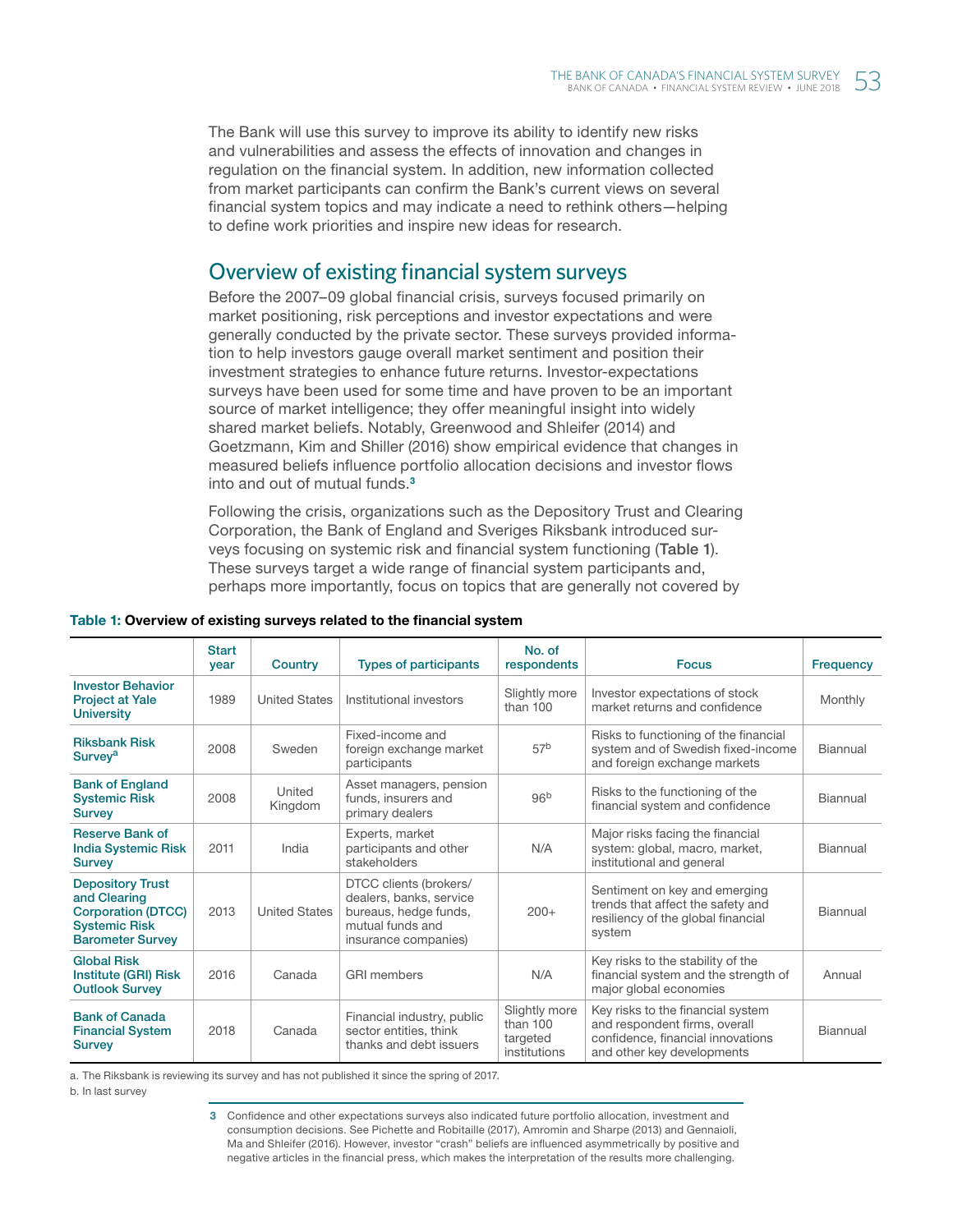The Bank will use this survey to improve its ability to identify new risks and vulnerabilities and assess the effects of innovation and changes in regulation on the financial system. In addition, new information collected from market participants can confirm the Bank's current views on several financial system topics and may indicate a need to rethink others—helping to define work priorities and inspire new ideas for research.

## Overview of existing financial system surveys

Before the 2007–09 global financial crisis, surveys focused primarily on market positioning, risk perceptions and investor expectations and were generally conducted by the private sector. These surveys provided information to help investors gauge overall market sentiment and position their investment strategies to enhance future returns. Investor-expectations surveys have been used for some time and have proven to be an important source of market intelligence; they offer meaningful insight into widely shared market beliefs. Notably, Greenwood and Shleifer (2014) and Goetzmann, Kim and Shiller (2016) show empirical evidence that changes in measured beliefs influence portfolio allocation decisions and investor flows into and out of mutual funds.[3]

Following the crisis, organizations such as the Depository Trust and Clearing Corporation, the Bank of England and Sveriges Riksbank introduced surveys focusing on systemic risk and financial system functioning (**Table 1**). These surveys target a wide range of financial system participants and, perhaps more importantly, focus on topics that are generally not covered by

**Table 1: Overview of existing surveys related to the financial system**

| | Start year | Country | Types of participants | No. of respondents | Focus | Frequency |
|---|---|---|---|---|---|---|
| Investor Behavior Project at Yale University | 1989 | United States | Institutional investors | Slightly more than 100 | Investor expectations of stock market returns and confidence | Monthly |
| Riksbank Risk Survey[a] | 2008 | Sweden | Fixed-income and foreign exchange market participants | 57[b] | Risks to functioning of the financial system and of Swedish fixed-income and foreign exchange markets | Biannual |
| Bank of England Systemic Risk Survey | 2008 | United Kingdom | Asset managers, pension funds, insurers and primary dealers | 96[b] | Risks to the functioning of the financial system and confidence | Biannual |
| Reserve Bank of India Systemic Risk Survey | 2011 | India | Experts, market participants and other stakeholders | N/A | Major risks facing the financial system: global, macro, market, institutional and general | Biannual |
| Depository Trust and Clearing Corporation (DTCC) Systemic Risk Barometer Survey | 2013 | United States | DTCC clients (brokers/dealers, banks, service bureaus, hedge funds, mutual funds and insurance companies) | 200+ | Sentiment on key and emerging trends that affect the safety and resiliency of the global financial system | Biannual |
| Global Risk Institute (GRI) Risk Outlook Survey | 2016 | Canada | GRI members | N/A | Key risks to the stability of the financial system and the strength of major global economies | Annual |
| Bank of Canada Financial System Survey | 2018 | Canada | Financial industry, public sector entities, think thanks and debt issuers | Slightly more than 100 targeted institutions | Key risks to the financial system and respondent firms, overall confidence, financial innovations and other key developments | Biannual |

a. The Riksbank is reviewing its survey and has not published it since the spring of 2017.

b. In last survey

3 Confidence and other expectations surveys also indicated future portfolio allocation, investment and consumption decisions. See Pichette and Robitaille (2017), Amromin and Sharpe (2013) and Gennaioli, Ma and Shleifer (2016). However, investor "crash" beliefs are influenced asymmetrically by positive and negative articles in the financial press, which makes the interpretation of the results more challenging.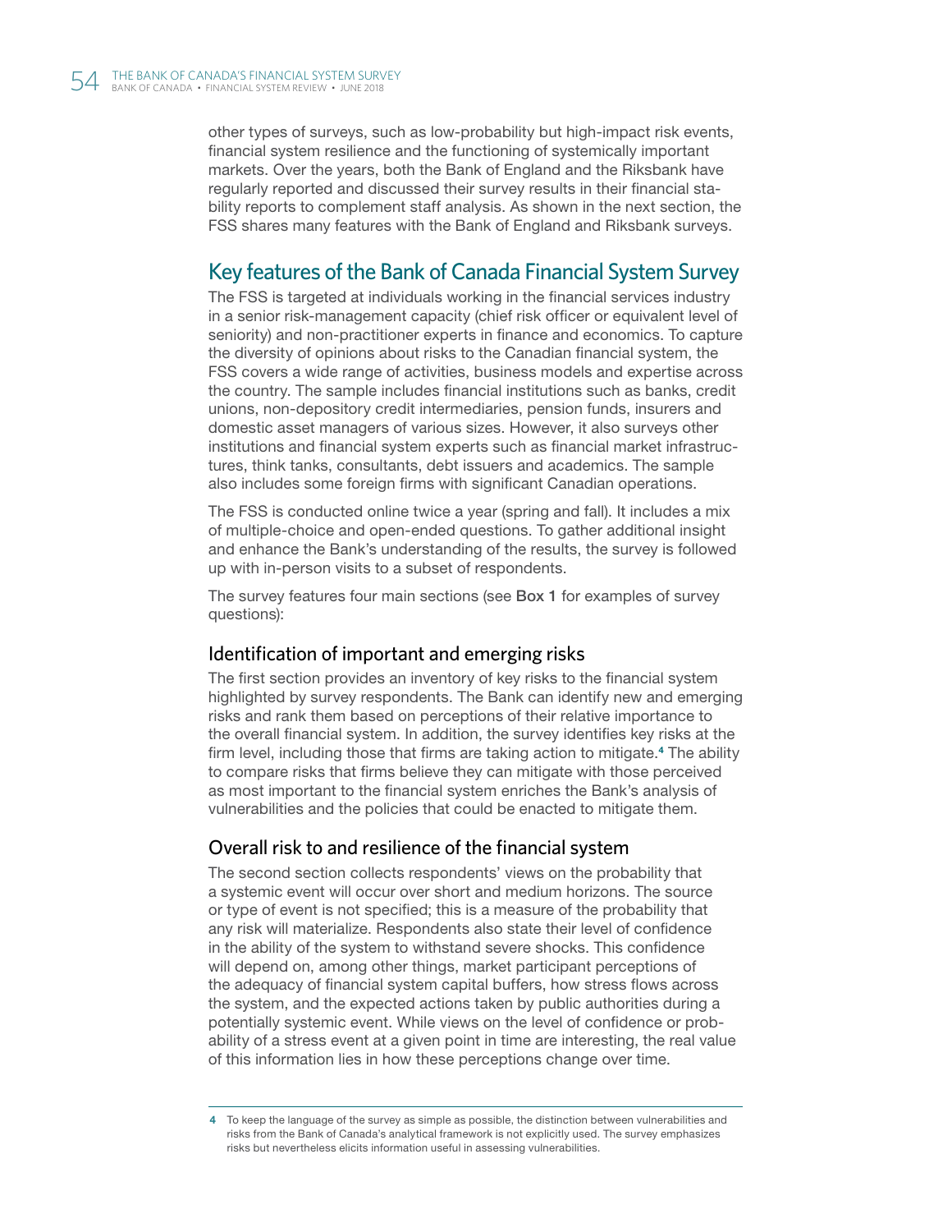other types of surveys, such as low-probability but high-impact risk events, financial system resilience and the functioning of systemically important markets. Over the years, both the Bank of England and the Riksbank have regularly reported and discussed their survey results in their financial stability reports to complement staff analysis. As shown in the next section, the FSS shares many features with the Bank of England and Riksbank surveys.

## Key features of the Bank of Canada Financial System Survey

The FSS is targeted at individuals working in the financial services industry in a senior risk-management capacity (chief risk officer or equivalent level of seniority) and non-practitioner experts in finance and economics. To capture the diversity of opinions about risks to the Canadian financial system, the FSS covers a wide range of activities, business models and expertise across the country. The sample includes financial institutions such as banks, credit unions, non-depository credit intermediaries, pension funds, insurers and domestic asset managers of various sizes. However, it also surveys other institutions and financial system experts such as financial market infrastructures, think tanks, consultants, debt issuers and academics. The sample also includes some foreign firms with significant Canadian operations.

The FSS is conducted online twice a year (spring and fall). It includes a mix of multiple-choice and open-ended questions. To gather additional insight and enhance the Bank's understanding of the results, the survey is followed up with in-person visits to a subset of respondents.

The survey features four main sections (see **Box 1** for examples of survey questions):

### Identification of important and emerging risks

The first section provides an inventory of key risks to the financial system highlighted by survey respondents. The Bank can identify new and emerging risks and rank them based on perceptions of their relative importance to the overall financial system. In addition, the survey identifies key risks at the firm level, including those that firms are taking action to mitigate.[4] The ability to compare risks that firms believe they can mitigate with those perceived as most important to the financial system enriches the Bank's analysis of vulnerabilities and the policies that could be enacted to mitigate them.

### Overall risk to and resilience of the financial system

The second section collects respondents' views on the probability that a systemic event will occur over short and medium horizons. The source or type of event is not specified; this is a measure of the probability that any risk will materialize. Respondents also state their level of confidence in the ability of the system to withstand severe shocks. This confidence will depend on, among other things, market participant perceptions of the adequacy of financial system capital buffers, how stress flows across the system, and the expected actions taken by public authorities during a potentially systemic event. While views on the level of confidence or probability of a stress event at a given point in time are interesting, the real value of this information lies in how these perceptions change over time.

---

[4] To keep the language of the survey as simple as possible, the distinction between vulnerabilities and risks from the Bank of Canada's analytical framework is not explicitly used. The survey emphasizes risks but nevertheless elicits information useful in assessing vulnerabilities.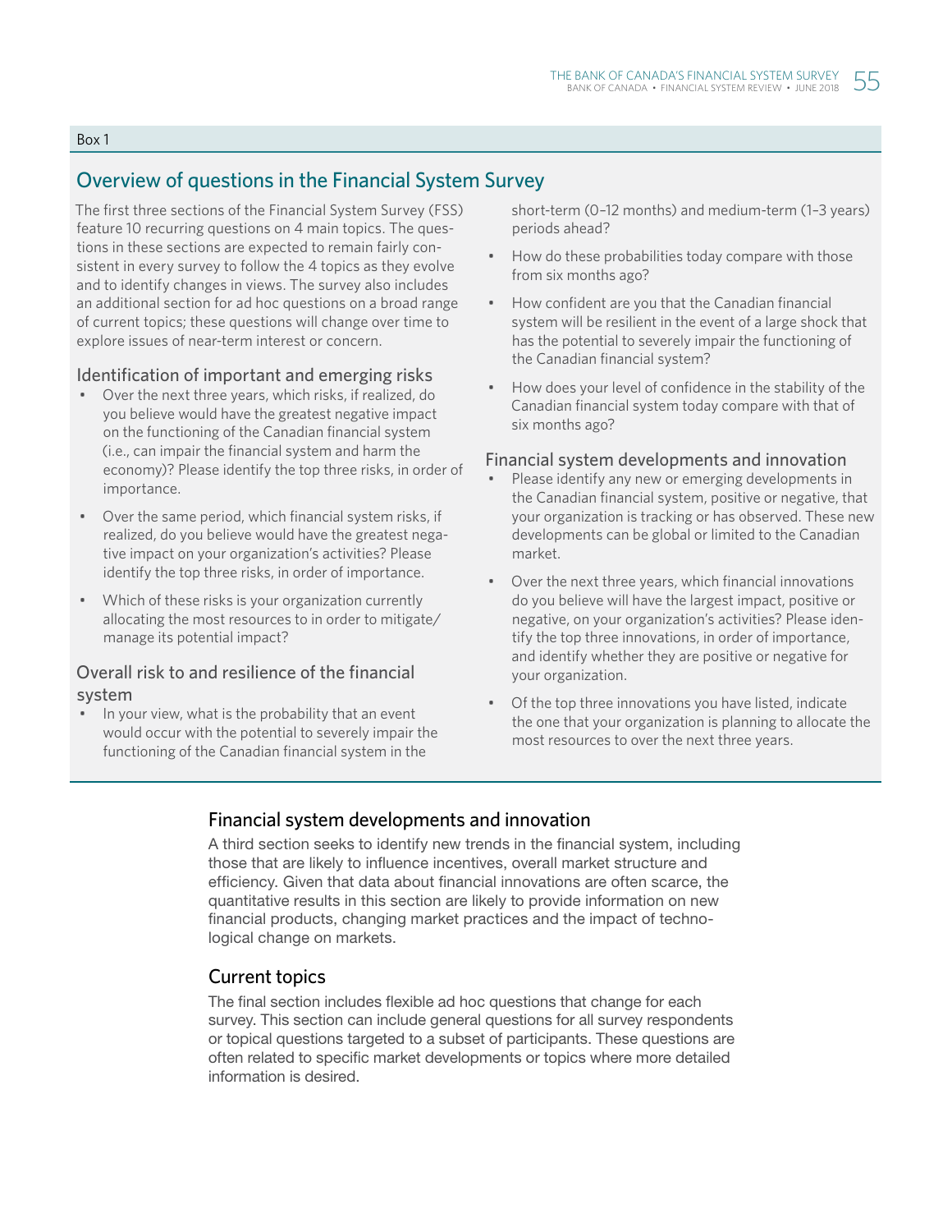Box 1

## Overview of questions in the Financial System Survey

The first three sections of the Financial System Survey (FSS) feature 10 recurring questions on 4 main topics. The questions in these sections are expected to remain fairly consistent in every survey to follow the 4 topics as they evolve and to identify changes in views. The survey also includes an additional section for ad hoc questions on a broad range of current topics; these questions will change over time to explore issues of near-term interest or concern.

### Identification of important and emerging risks

- Over the next three years, which risks, if realized, do you believe would have the greatest negative impact on the functioning of the Canadian financial system (i.e., can impair the financial system and harm the economy)? Please identify the top three risks, in order of importance.
- Over the same period, which financial system risks, if realized, do you believe would have the greatest negative impact on your organization's activities? Please identify the top three risks, in order of importance.
- Which of these risks is your organization currently allocating the most resources to in order to mitigate/manage its potential impact?

### Overall risk to and resilience of the financial system

- In your view, what is the probability that an event would occur with the potential to severely impair the functioning of the Canadian financial system in the short-term (0–12 months) and medium-term (1–3 years) periods ahead?
- How do these probabilities today compare with those from six months ago?
- How confident are you that the Canadian financial system will be resilient in the event of a large shock that has the potential to severely impair the functioning of the Canadian financial system?
- How does your level of confidence in the stability of the Canadian financial system today compare with that of six months ago?

### Financial system developments and innovation

- Please identify any new or emerging developments in the Canadian financial system, positive or negative, that your organization is tracking or has observed. These new developments can be global or limited to the Canadian market.
- Over the next three years, which financial innovations do you believe will have the largest impact, positive or negative, on your organization's activities? Please identify the top three innovations, in order of importance, and identify whether they are positive or negative for your organization.
- Of the top three innovations you have listed, indicate the one that your organization is planning to allocate the most resources to over the next three years.

## Financial system developments and innovation

A third section seeks to identify new trends in the financial system, including those that are likely to influence incentives, overall market structure and efficiency. Given that data about financial innovations are often scarce, the quantitative results in this section are likely to provide information on new financial products, changing market practices and the impact of technological change on markets.

## Current topics

The final section includes flexible ad hoc questions that change for each survey. This section can include general questions for all survey respondents or topical questions targeted to a subset of participants. These questions are often related to specific market developments or topics where more detailed information is desired.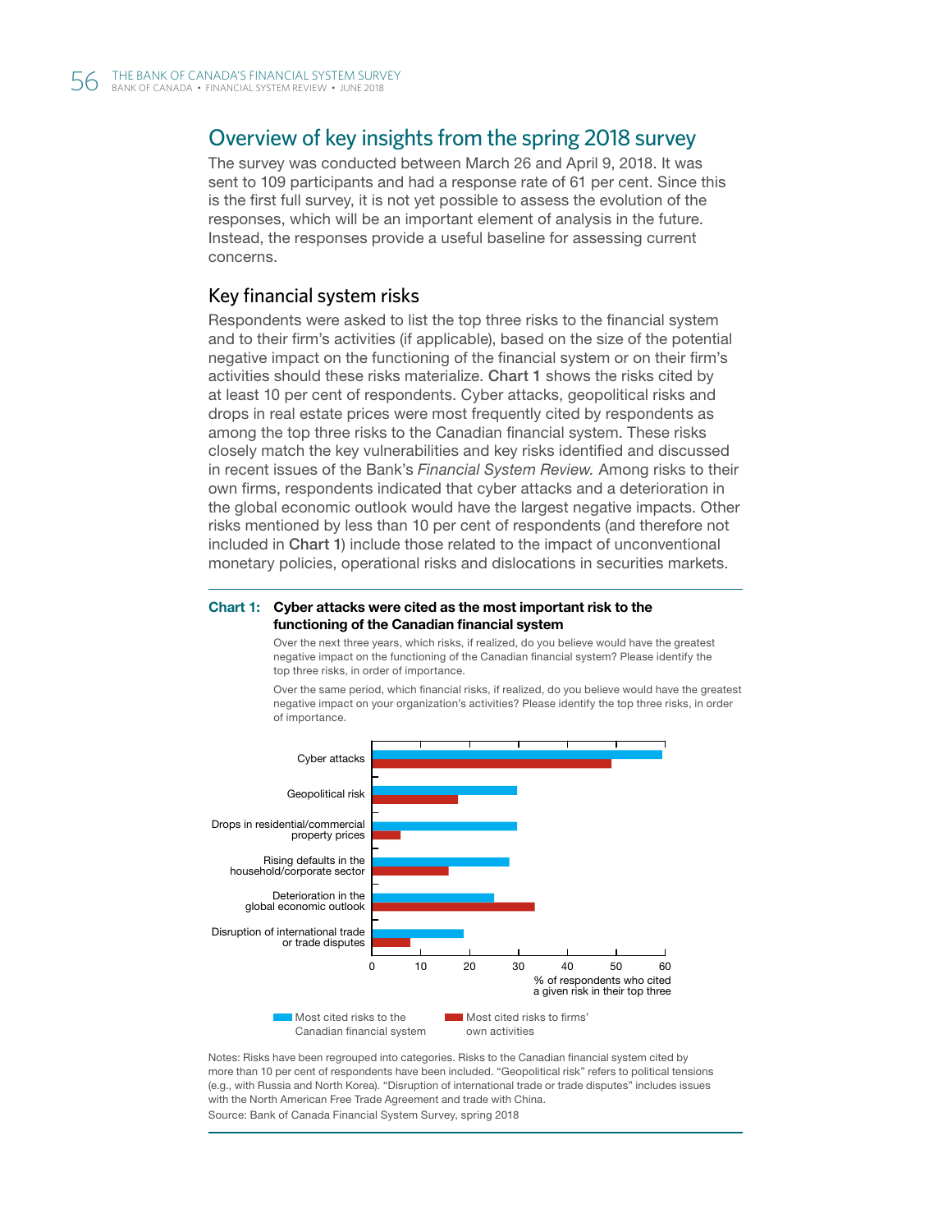## Overview of key insights from the spring 2018 survey

The survey was conducted between March 26 and April 9, 2018. It was sent to 109 participants and had a response rate of 61 per cent. Since this is the first full survey, it is not yet possible to assess the evolution of the responses, which will be an important element of analysis in the future. Instead, the responses provide a useful baseline for assessing current concerns.

### Key financial system risks

Respondents were asked to list the top three risks to the financial system and to their firm's activities (if applicable), based on the size of the potential negative impact on the functioning of the financial system or on their firm's activities should these risks materialize. **Chart 1** shows the risks cited by at least 10 per cent of respondents. Cyber attacks, geopolitical risks and drops in real estate prices were most frequently cited by respondents as among the top three risks to the Canadian financial system. These risks closely match the key vulnerabilities and key risks identified and discussed in recent issues of the Bank's *Financial System Review.* Among risks to their own firms, respondents indicated that cyber attacks and a deterioration in the global economic outlook would have the largest negative impacts. Other risks mentioned by less than 10 per cent of respondents (and therefore not included in **Chart 1**) include those related to the impact of unconventional monetary policies, operational risks and dislocations in securities markets.

**Chart 1: Cyber attacks were cited as the most important risk to the functioning of the Canadian financial system**

Over the next three years, which risks, if realized, do you believe would have the greatest negative impact on the functioning of the Canadian financial system? Please identify the top three risks, in order of importance.

Over the same period, which financial risks, if realized, do you believe would have the greatest negative impact on your organization's activities? Please identify the top three risks, in order of importance.

| Risk | Most cited risks to the Canadian financial system (%) | Most cited risks to firms' own activities (%) |
|---|---|---|
| Cyber attacks | ~59 | ~49 |
| Geopolitical risk | ~30 | ~18 |
| Drops in residential/commercial property prices | ~30 | ~6 |
| Rising defaults in the household/corporate sector | ~28 | ~16 |
| Deterioration in the global economic outlook | ~25 | ~33 |
| Disruption of international trade or trade disputes | ~19 | ~8 |

% of respondents who cited a given risk in their top three

Notes: Risks have been regrouped into categories. Risks to the Canadian financial system cited by more than 10 per cent of respondents have been included. "Geopolitical risk" refers to political tensions (e.g., with Russia and North Korea). "Disruption of international trade or trade disputes" includes issues with the North American Free Trade Agreement and trade with China.

Source: Bank of Canada Financial System Survey, spring 2018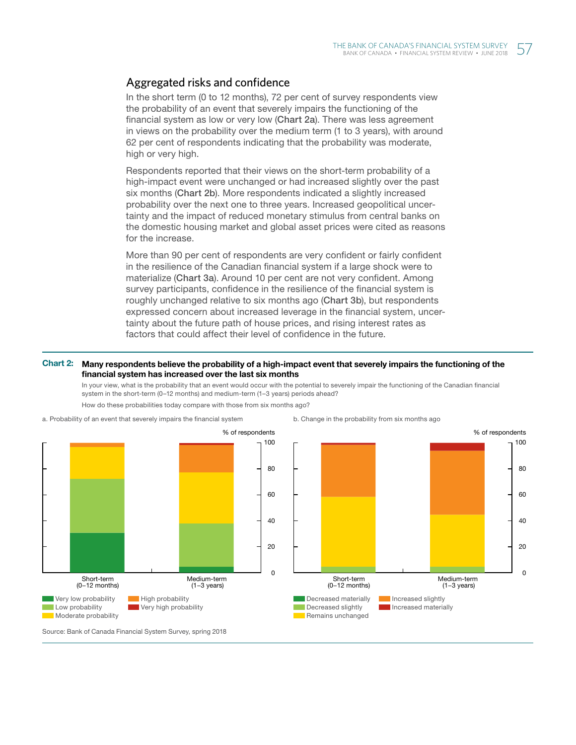## Aggregated risks and confidence

In the short term (0 to 12 months), 72 per cent of survey respondents view the probability of an event that severely impairs the functioning of the financial system as low or very low (Chart 2a). There was less agreement in views on the probability over the medium term (1 to 3 years), with around 62 per cent of respondents indicating that the probability was moderate, high or very high.

Respondents reported that their views on the short-term probability of a high-impact event were unchanged or had increased slightly over the past six months (Chart 2b). More respondents indicated a slightly increased probability over the next one to three years. Increased geopolitical uncertainty and the impact of reduced monetary stimulus from central banks on the domestic housing market and global asset prices were cited as reasons for the increase.

More than 90 per cent of respondents are very confident or fairly confident in the resilience of the Canadian financial system if a large shock were to materialize (Chart 3a). Around 10 per cent are not very confident. Among survey participants, confidence in the resilience of the financial system is roughly unchanged relative to six months ago (Chart 3b), but respondents expressed concern about increased leverage in the financial system, uncertainty about the future path of house prices, and rising interest rates as factors that could affect their level of confidence in the future.

**Chart 2: Many respondents believe the probability of a high-impact event that severely impairs the functioning of the financial system has increased over the last six months**

In your view, what is the probability that an event would occur with the potential to severely impair the functioning of the Canadian financial system in the short-term (0–12 months) and medium-term (1–3 years) periods ahead?

How do these probabilities today compare with those from six months ago?

a. Probability of an event that severely impairs the financial system

b. Change in the probability from six months ago

Source: Bank of Canada Financial System Survey, spring 2018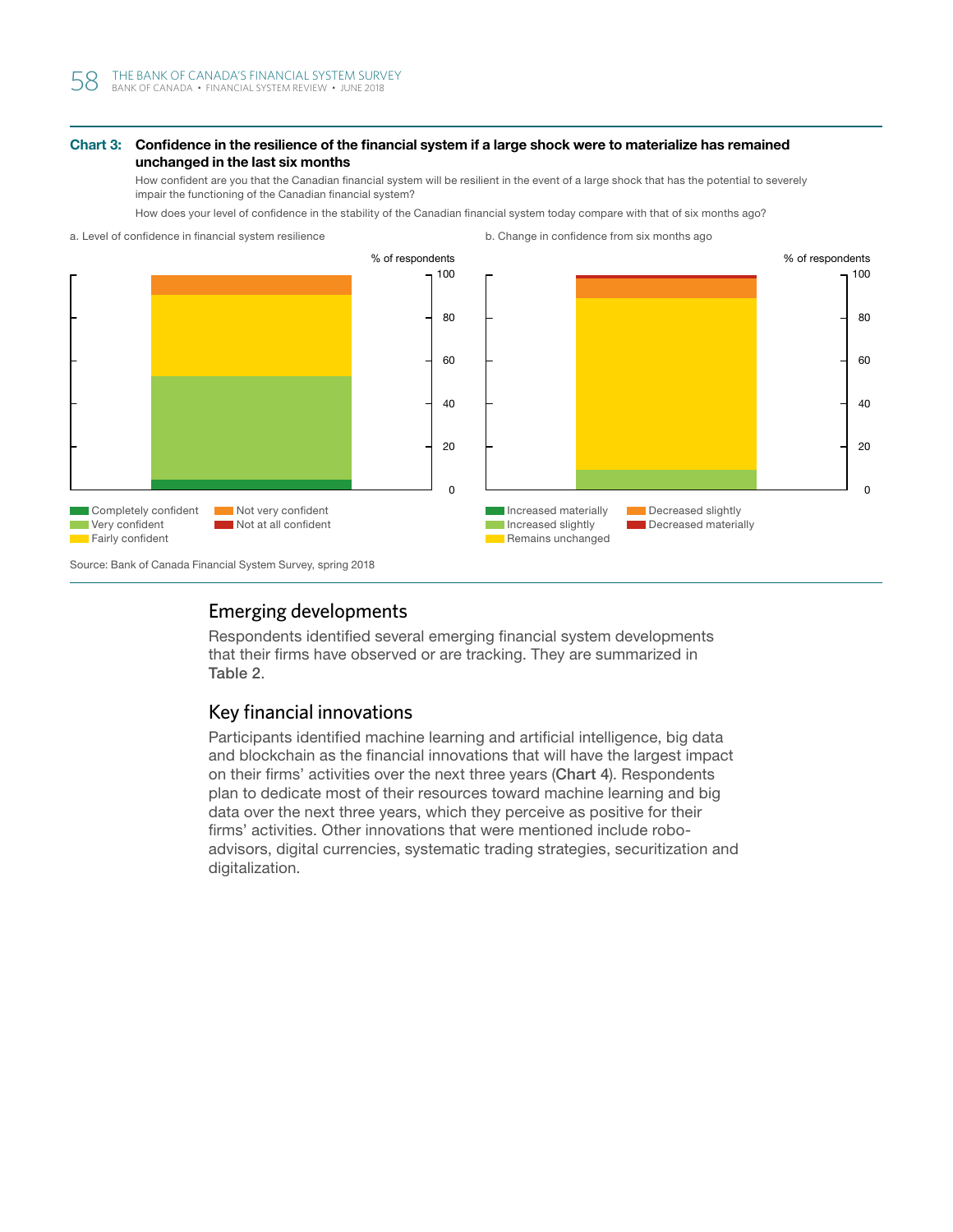**Chart 3: Confidence in the resilience of the financial system if a large shock were to materialize has remained unchanged in the last six months**

How confident are you that the Canadian financial system will be resilient in the event of a large shock that has the potential to severely impair the functioning of the Canadian financial system?

How does your level of confidence in the stability of the Canadian financial system today compare with that of six months ago?

a. Level of confidence in financial system resilience

% of respondents

Completely confident
Very confident
Fairly confident
Not very confident
Not at all confident

b. Change in confidence from six months ago

% of respondents

Increased materially
Increased slightly
Remains unchanged
Decreased slightly
Decreased materially

Source: Bank of Canada Financial System Survey, spring 2018

## Emerging developments

Respondents identified several emerging financial system developments that their firms have observed or are tracking. They are summarized in Table 2.

## Key financial innovations

Participants identified machine learning and artificial intelligence, big data and blockchain as the financial innovations that will have the largest impact on their firms' activities over the next three years (Chart 4). Respondents plan to dedicate most of their resources toward machine learning and big data over the next three years, which they perceive as positive for their firms' activities. Other innovations that were mentioned include robo-advisors, digital currencies, systematic trading strategies, securitization and digitalization.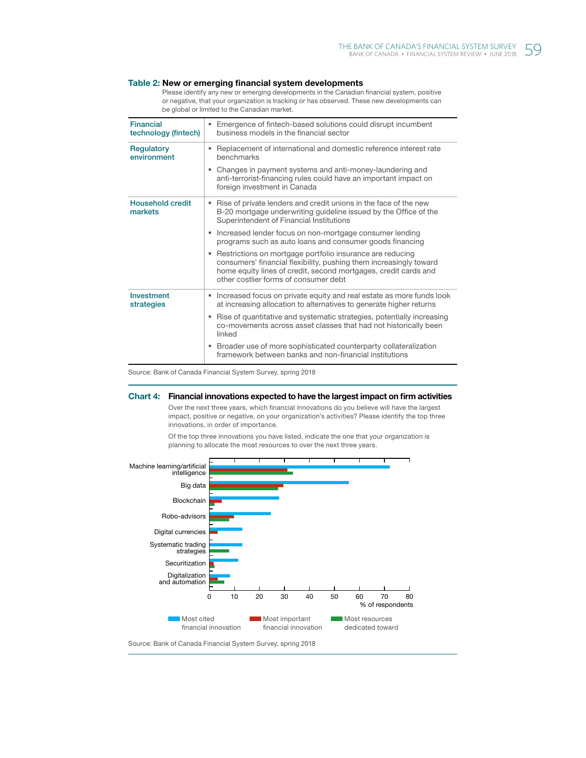### Table 2: New or emerging financial system developments

Please identify any new or emerging developments in the Canadian financial system, positive or negative, that your organization is tracking or has observed. These new developments can be global or limited to the Canadian market.

| | |
|---|---|
| **Financial technology (fintech)** | ▪ Emergence of fintech-based solutions could disrupt incumbent business models in the financial sector |
| **Regulatory environment** | ▪ Replacement of international and domestic reference interest rate benchmarks<br>▪ Changes in payment systems and anti-money-laundering and anti-terrorist-financing rules could have an important impact on foreign investment in Canada |
| **Household credit markets** | ▪ Rise of private lenders and credit unions in the face of the new B-20 mortgage underwriting guideline issued by the Office of the Superintendent of Financial Institutions<br>▪ Increased lender focus on non-mortgage consumer lending programs such as auto loans and consumer goods financing<br>▪ Restrictions on mortgage portfolio insurance are reducing consumers' financial flexibility, pushing them increasingly toward home equity lines of credit, second mortgages, credit cards and other costlier forms of consumer debt |
| **Investment strategies** | ▪ Increased focus on private equity and real estate as more funds look at increasing allocation to alternatives to generate higher returns<br>▪ Rise of quantitative and systematic strategies, potentially increasing co-movements across asset classes that had not historically been linked<br>▪ Broader use of more sophisticated counterparty collateralization framework between banks and non-financial institutions |

Source: Bank of Canada Financial System Survey, spring 2018

### Chart 4: Financial innovations expected to have the largest impact on firm activities

Over the next three years, which financial innovations do you believe will have the largest impact, positive or negative, on your organization's activities? Please identify the top three innovations, in order of importance.

Of the top three innovations you have listed, indicate the one that your organization is planning to allocate the most resources to over the next three years.

| Innovation | Most cited financial innovation | Most important financial innovation | Most resources dedicated toward |
|---|---|---|---|
| Machine learning/artificial intelligence | ~72 | ~31 | ~33 |
| Big data | ~56 | ~29 | ~27 |
| Blockchain | ~28 | ~5 | ~2 |
| Robo-advisors | ~25 | ~10 | ~8 |
| Digital currencies | ~13 | ~3 | |
| Systematic trading strategies | ~13 | | ~8 |
| Securitization | ~12 | ~2 | ~2 |
| Digitalization and automation | ~8 | ~3 | ~6 |

% of respondents

Source: Bank of Canada Financial System Survey, spring 2018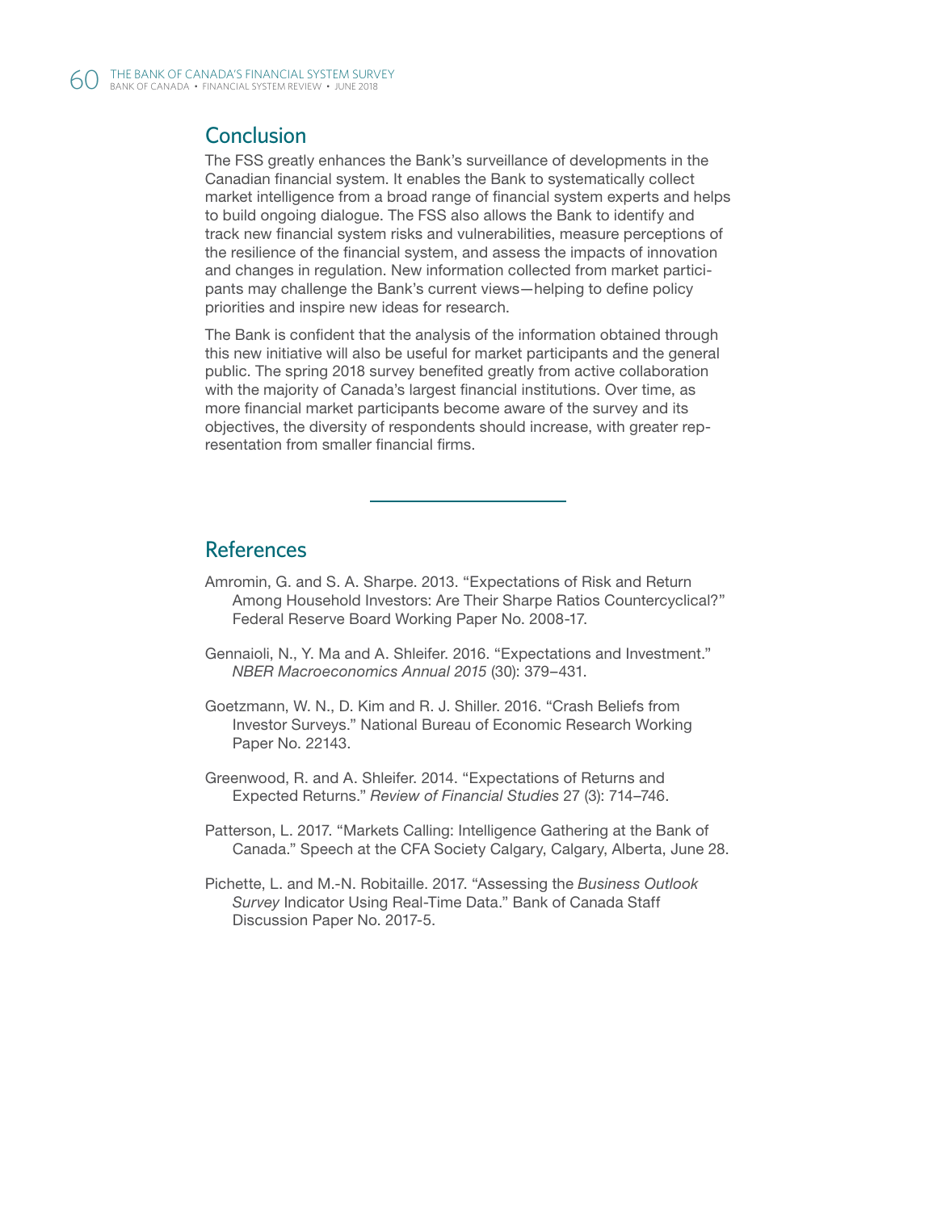## Conclusion

The FSS greatly enhances the Bank's surveillance of developments in the Canadian financial system. It enables the Bank to systematically collect market intelligence from a broad range of financial system experts and helps to build ongoing dialogue. The FSS also allows the Bank to identify and track new financial system risks and vulnerabilities, measure perceptions of the resilience of the financial system, and assess the impacts of innovation and changes in regulation. New information collected from market participants may challenge the Bank's current views—helping to define policy priorities and inspire new ideas for research.

The Bank is confident that the analysis of the information obtained through this new initiative will also be useful for market participants and the general public. The spring 2018 survey benefited greatly from active collaboration with the majority of Canada's largest financial institutions. Over time, as more financial market participants become aware of the survey and its objectives, the diversity of respondents should increase, with greater representation from smaller financial firms.

## References

Amromin, G. and S. A. Sharpe. 2013. "Expectations of Risk and Return Among Household Investors: Are Their Sharpe Ratios Countercyclical?" Federal Reserve Board Working Paper No. 2008-17.

Gennaioli, N., Y. Ma and A. Shleifer. 2016. "Expectations and Investment." *NBER Macroeconomics Annual 2015* (30): 379–431.

Goetzmann, W. N., D. Kim and R. J. Shiller. 2016. "Crash Beliefs from Investor Surveys." National Bureau of Economic Research Working Paper No. 22143.

Greenwood, R. and A. Shleifer. 2014. "Expectations of Returns and Expected Returns." *Review of Financial Studies* 27 (3): 714–746.

Patterson, L. 2017. "Markets Calling: Intelligence Gathering at the Bank of Canada." Speech at the CFA Society Calgary, Calgary, Alberta, June 28.

Pichette, L. and M.-N. Robitaille. 2017. "Assessing the *Business Outlook Survey* Indicator Using Real-Time Data." Bank of Canada Staff Discussion Paper No. 2017-5.